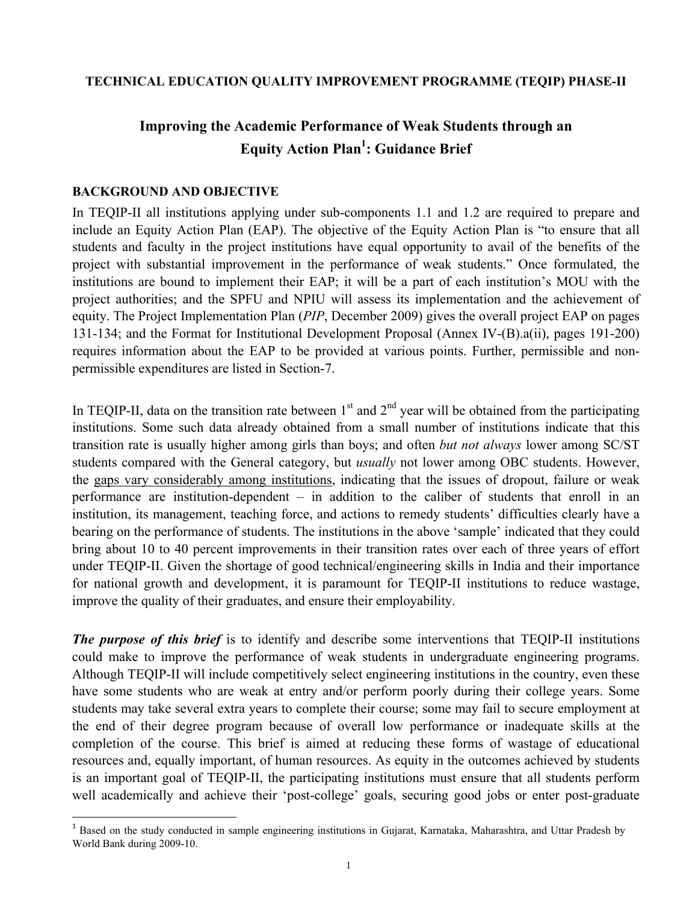**TECHNICAL EDUCATION QUALITY IMPROVEMENT PROGRAMME (TEQIP) PHASE-II**

# Improving the Academic Performance of Weak Students through an Equity Action Plan[1]: Guidance Brief

## BACKGROUND AND OBJECTIVE

In TEQIP-II all institutions applying under sub-components 1.1 and 1.2 are required to prepare and include an Equity Action Plan (EAP). The objective of the Equity Action Plan is "to ensure that all students and faculty in the project institutions have equal opportunity to avail of the benefits of the project with substantial improvement in the performance of weak students." Once formulated, the institutions are bound to implement their EAP; it will be a part of each institution's MOU with the project authorities; and the SPFU and NPIU will assess its implementation and the achievement of equity. The Project Implementation Plan (*PIP*, December 2009) gives the overall project EAP on pages 131-134; and the Format for Institutional Development Proposal (Annex IV-(B).a(ii), pages 191-200) requires information about the EAP to be provided at various points. Further, permissible and non-permissible expenditures are listed in Section-7.

In TEQIP-II, data on the transition rate between 1st and 2nd year will be obtained from the participating institutions. Some such data already obtained from a small number of institutions indicate that this transition rate is usually higher among girls than boys; and often *but not always* lower among SC/ST students compared with the General category, but *usually* not lower among OBC students. However, the gaps vary considerably among institutions, indicating that the issues of dropout, failure or weak performance are institution-dependent – in addition to the caliber of students that enroll in an institution, its management, teaching force, and actions to remedy students' difficulties clearly have a bearing on the performance of students. The institutions in the above 'sample' indicated that they could bring about 10 to 40 percent improvements in their transition rates over each of three years of effort under TEQIP-II. Given the shortage of good technical/engineering skills in India and their importance for national growth and development, it is paramount for TEQIP-II institutions to reduce wastage, improve the quality of their graduates, and ensure their employability.

***The purpose of this brief*** is to identify and describe some interventions that TEQIP-II institutions could make to improve the performance of weak students in undergraduate engineering programs. Although TEQIP-II will include competitively select engineering institutions in the country, even these have some students who are weak at entry and/or perform poorly during their college years. Some students may take several extra years to complete their course; some may fail to secure employment at the end of their degree program because of overall low performance or inadequate skills at the completion of the course. This brief is aimed at reducing these forms of wastage of educational resources and, equally important, of human resources. As equity in the outcomes achieved by students is an important goal of TEQIP-II, the participating institutions must ensure that all students perform well academically and achieve their 'post-college' goals, securing good jobs or enter post-graduate

---

[1] Based on the study conducted in sample engineering institutions in Gujarat, Karnataka, Maharashtra, and Uttar Pradesh by World Bank during 2009-10.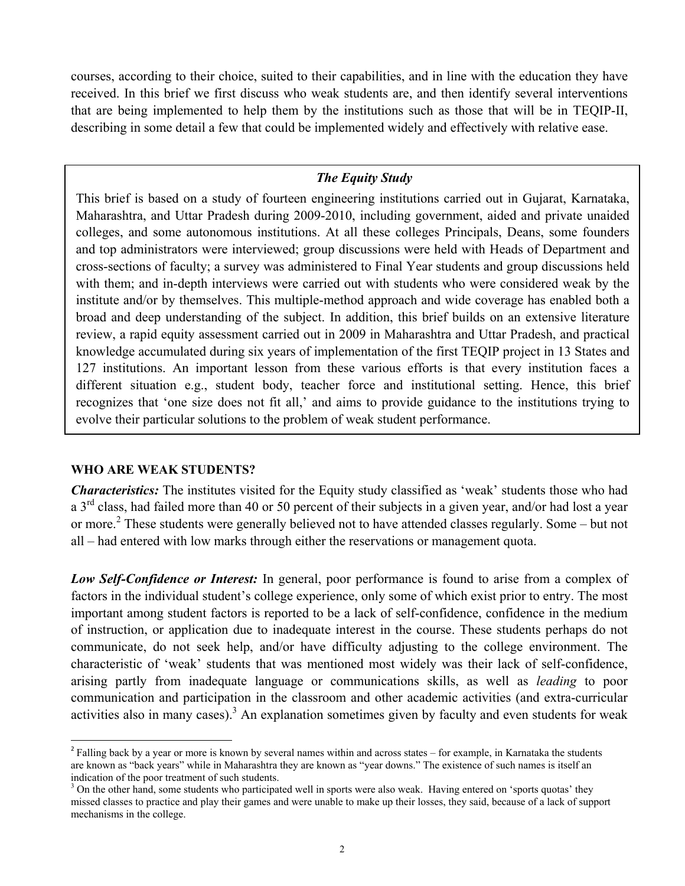courses, according to their choice, suited to their capabilities, and in line with the education they have received. In this brief we first discuss who weak students are, and then identify several interventions that are being implemented to help them by the institutions such as those that will be in TEQIP-II, describing in some detail a few that could be implemented widely and effectively with relative ease.

> ***The Equity Study***
>
> This brief is based on a study of fourteen engineering institutions carried out in Gujarat, Karnataka, Maharashtra, and Uttar Pradesh during 2009-2010, including government, aided and private unaided colleges, and some autonomous institutions. At all these colleges Principals, Deans, some founders and top administrators were interviewed; group discussions were held with Heads of Department and cross-sections of faculty; a survey was administered to Final Year students and group discussions held with them; and in-depth interviews were carried out with students who were considered weak by the institute and/or by themselves. This multiple-method approach and wide coverage has enabled both a broad and deep understanding of the subject. In addition, this brief builds on an extensive literature review, a rapid equity assessment carried out in 2009 in Maharashtra and Uttar Pradesh, and practical knowledge accumulated during six years of implementation of the first TEQIP project in 13 States and 127 institutions. An important lesson from these various efforts is that every institution faces a different situation e.g., student body, teacher force and institutional setting. Hence, this brief recognizes that 'one size does not fit all,' and aims to provide guidance to the institutions trying to evolve their particular solutions to the problem of weak student performance.

## WHO ARE WEAK STUDENTS?

***Characteristics:*** The institutes visited for the Equity study classified as 'weak' students those who had a 3rd class, had failed more than 40 or 50 percent of their subjects in a given year, and/or had lost a year or more.[2] These students were generally believed not to have attended classes regularly. Some – but not all – had entered with low marks through either the reservations or management quota.

***Low Self-Confidence or Interest:*** In general, poor performance is found to arise from a complex of factors in the individual student's college experience, only some of which exist prior to entry. The most important among student factors is reported to be a lack of self-confidence, confidence in the medium of instruction, or application due to inadequate interest in the course. These students perhaps do not communicate, do not seek help, and/or have difficulty adjusting to the college environment. The characteristic of 'weak' students that was mentioned most widely was their lack of self-confidence, arising partly from inadequate language or communications skills, as well as *leading* to poor communication and participation in the classroom and other academic activities (and extra-curricular activities also in many cases).[3] An explanation sometimes given by faculty and even students for weak

---

[2] Falling back by a year or more is known by several names within and across states – for example, in Karnataka the students are known as "back years" while in Maharashtra they are known as "year downs." The existence of such names is itself an indication of the poor treatment of such students.

[3] On the other hand, some students who participated well in sports were also weak. Having entered on 'sports quotas' they missed classes to practice and play their games and were unable to make up their losses, they said, because of a lack of support mechanisms in the college.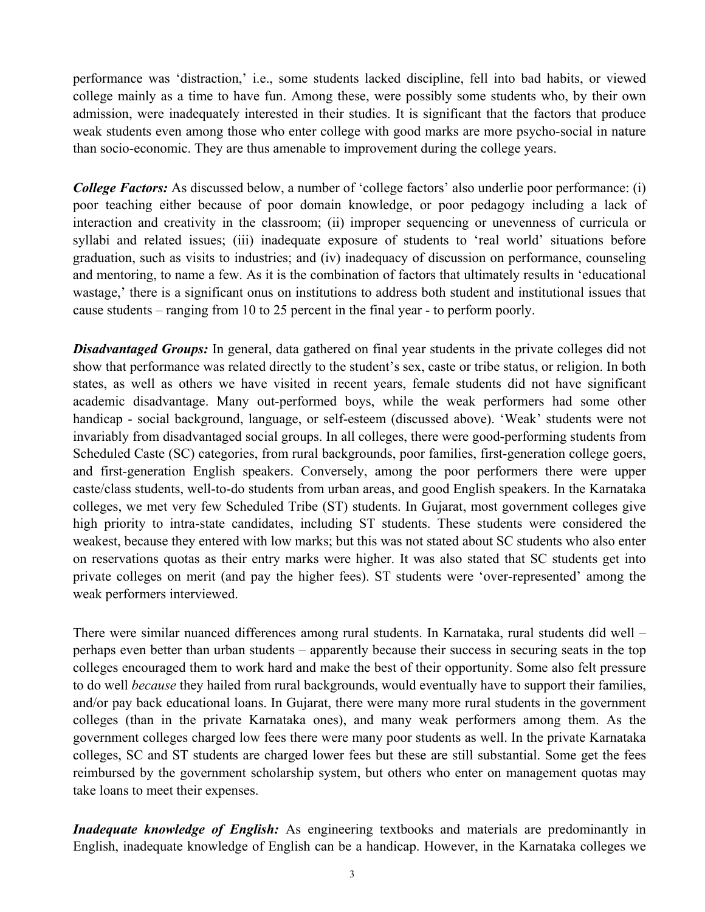performance was 'distraction,' i.e., some students lacked discipline, fell into bad habits, or viewed college mainly as a time to have fun. Among these, were possibly some students who, by their own admission, were inadequately interested in their studies. It is significant that the factors that produce weak students even among those who enter college with good marks are more psycho-social in nature than socio-economic. They are thus amenable to improvement during the college years.

***College Factors:*** As discussed below, a number of 'college factors' also underlie poor performance: (i) poor teaching either because of poor domain knowledge, or poor pedagogy including a lack of interaction and creativity in the classroom; (ii) improper sequencing or unevenness of curricula or syllabi and related issues; (iii) inadequate exposure of students to 'real world' situations before graduation, such as visits to industries; and (iv) inadequacy of discussion on performance, counseling and mentoring, to name a few. As it is the combination of factors that ultimately results in 'educational wastage,' there is a significant onus on institutions to address both student and institutional issues that cause students – ranging from 10 to 25 percent in the final year - to perform poorly.

***Disadvantaged Groups:*** In general, data gathered on final year students in the private colleges did not show that performance was related directly to the student's sex, caste or tribe status, or religion. In both states, as well as others we have visited in recent years, female students did not have significant academic disadvantage. Many out-performed boys, while the weak performers had some other handicap - social background, language, or self-esteem (discussed above). 'Weak' students were not invariably from disadvantaged social groups. In all colleges, there were good-performing students from Scheduled Caste (SC) categories, from rural backgrounds, poor families, first-generation college goers, and first-generation English speakers. Conversely, among the poor performers there were upper caste/class students, well-to-do students from urban areas, and good English speakers. In the Karnataka colleges, we met very few Scheduled Tribe (ST) students. In Gujarat, most government colleges give high priority to intra-state candidates, including ST students. These students were considered the weakest, because they entered with low marks; but this was not stated about SC students who also enter on reservations quotas as their entry marks were higher. It was also stated that SC students get into private colleges on merit (and pay the higher fees). ST students were 'over-represented' among the weak performers interviewed.

There were similar nuanced differences among rural students. In Karnataka, rural students did well – perhaps even better than urban students – apparently because their success in securing seats in the top colleges encouraged them to work hard and make the best of their opportunity. Some also felt pressure to do well *because* they hailed from rural backgrounds, would eventually have to support their families, and/or pay back educational loans. In Gujarat, there were many more rural students in the government colleges (than in the private Karnataka ones), and many weak performers among them. As the government colleges charged low fees there were many poor students as well. In the private Karnataka colleges, SC and ST students are charged lower fees but these are still substantial. Some get the fees reimbursed by the government scholarship system, but others who enter on management quotas may take loans to meet their expenses.

***Inadequate knowledge of English:*** As engineering textbooks and materials are predominantly in English, inadequate knowledge of English can be a handicap. However, in the Karnataka colleges we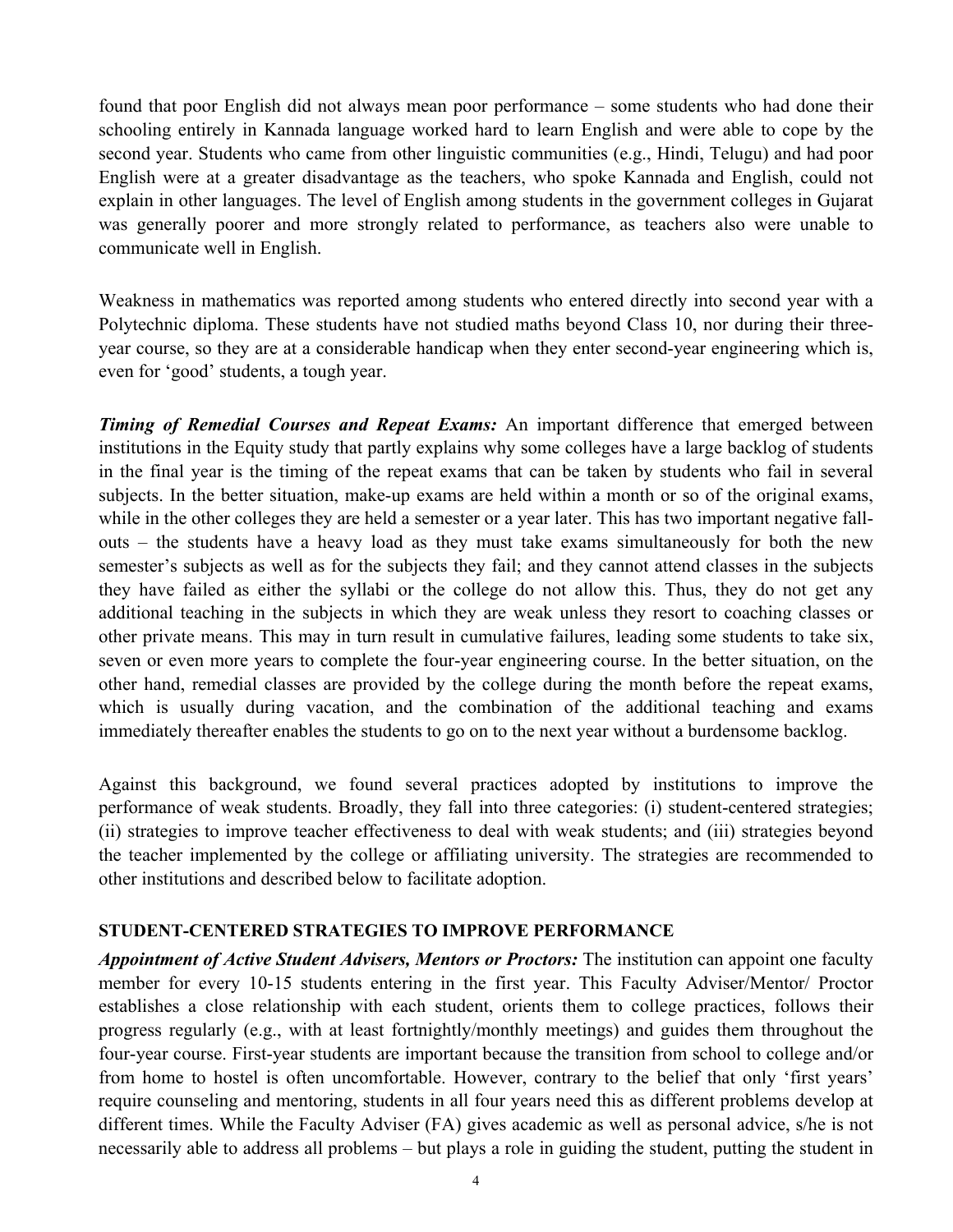found that poor English did not always mean poor performance – some students who had done their schooling entirely in Kannada language worked hard to learn English and were able to cope by the second year. Students who came from other linguistic communities (e.g., Hindi, Telugu) and had poor English were at a greater disadvantage as the teachers, who spoke Kannada and English, could not explain in other languages. The level of English among students in the government colleges in Gujarat was generally poorer and more strongly related to performance, as teachers also were unable to communicate well in English.

Weakness in mathematics was reported among students who entered directly into second year with a Polytechnic diploma. These students have not studied maths beyond Class 10, nor during their three-year course, so they are at a considerable handicap when they enter second-year engineering which is, even for 'good' students, a tough year.

***Timing of Remedial Courses and Repeat Exams:*** An important difference that emerged between institutions in the Equity study that partly explains why some colleges have a large backlog of students in the final year is the timing of the repeat exams that can be taken by students who fail in several subjects. In the better situation, make-up exams are held within a month or so of the original exams, while in the other colleges they are held a semester or a year later. This has two important negative fall-outs – the students have a heavy load as they must take exams simultaneously for both the new semester's subjects as well as for the subjects they fail; and they cannot attend classes in the subjects they have failed as either the syllabi or the college do not allow this. Thus, they do not get any additional teaching in the subjects in which they are weak unless they resort to coaching classes or other private means. This may in turn result in cumulative failures, leading some students to take six, seven or even more years to complete the four-year engineering course. In the better situation, on the other hand, remedial classes are provided by the college during the month before the repeat exams, which is usually during vacation, and the combination of the additional teaching and exams immediately thereafter enables the students to go on to the next year without a burdensome backlog.

Against this background, we found several practices adopted by institutions to improve the performance of weak students. Broadly, they fall into three categories: (i) student-centered strategies; (ii) strategies to improve teacher effectiveness to deal with weak students; and (iii) strategies beyond the teacher implemented by the college or affiliating university. The strategies are recommended to other institutions and described below to facilitate adoption.

## STUDENT-CENTERED STRATEGIES TO IMPROVE PERFORMANCE

***Appointment of Active Student Advisers, Mentors or Proctors:*** The institution can appoint one faculty member for every 10-15 students entering in the first year. This Faculty Adviser/Mentor/ Proctor establishes a close relationship with each student, orients them to college practices, follows their progress regularly (e.g., with at least fortnightly/monthly meetings) and guides them throughout the four-year course. First-year students are important because the transition from school to college and/or from home to hostel is often uncomfortable. However, contrary to the belief that only 'first years' require counseling and mentoring, students in all four years need this as different problems develop at different times. While the Faculty Adviser (FA) gives academic as well as personal advice, s/he is not necessarily able to address all problems – but plays a role in guiding the student, putting the student in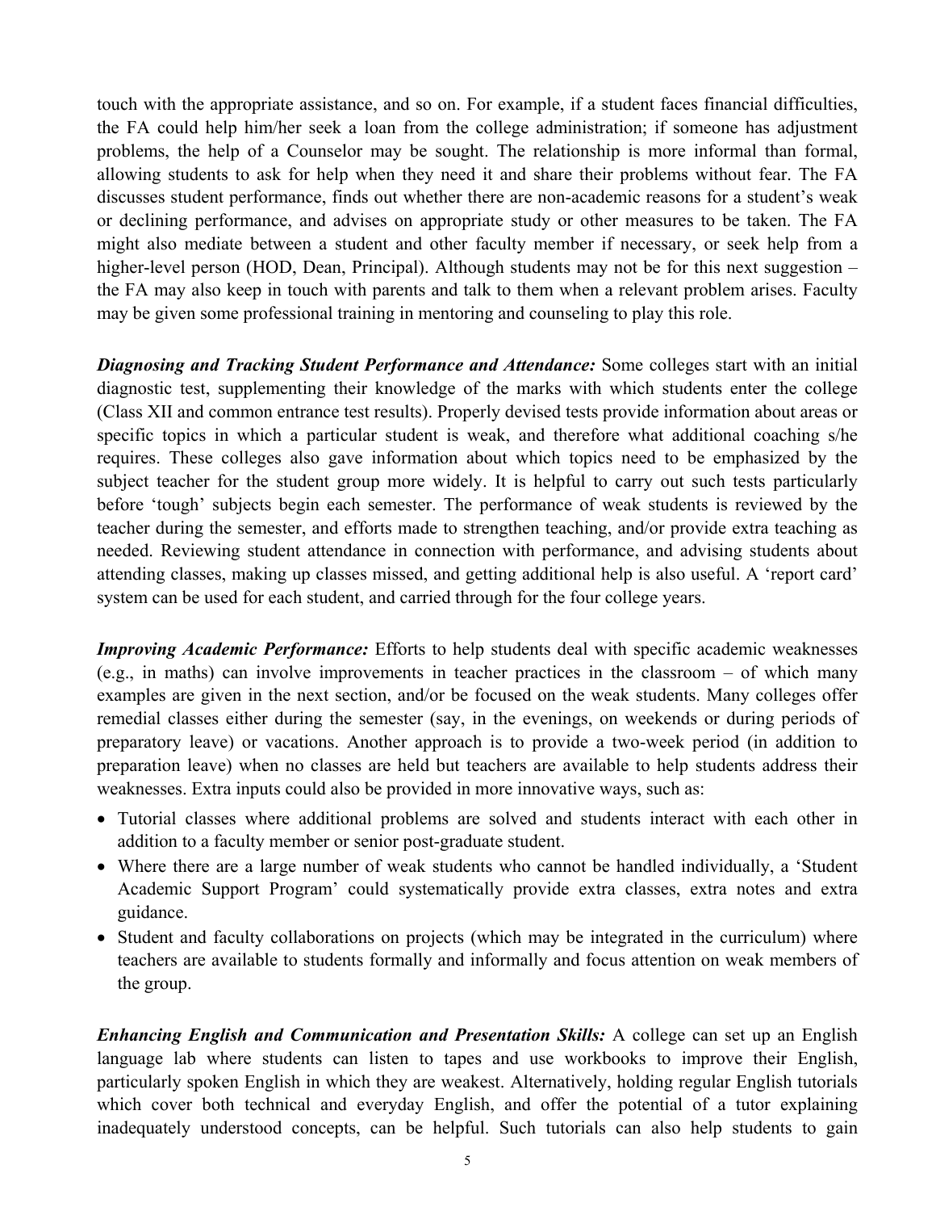touch with the appropriate assistance, and so on. For example, if a student faces financial difficulties, the FA could help him/her seek a loan from the college administration; if someone has adjustment problems, the help of a Counselor may be sought. The relationship is more informal than formal, allowing students to ask for help when they need it and share their problems without fear. The FA discusses student performance, finds out whether there are non-academic reasons for a student's weak or declining performance, and advises on appropriate study or other measures to be taken. The FA might also mediate between a student and other faculty member if necessary, or seek help from a higher-level person (HOD, Dean, Principal). Although students may not be for this next suggestion – the FA may also keep in touch with parents and talk to them when a relevant problem arises. Faculty may be given some professional training in mentoring and counseling to play this role.

***Diagnosing and Tracking Student Performance and Attendance:*** Some colleges start with an initial diagnostic test, supplementing their knowledge of the marks with which students enter the college (Class XII and common entrance test results). Properly devised tests provide information about areas or specific topics in which a particular student is weak, and therefore what additional coaching s/he requires. These colleges also gave information about which topics need to be emphasized by the subject teacher for the student group more widely. It is helpful to carry out such tests particularly before 'tough' subjects begin each semester. The performance of weak students is reviewed by the teacher during the semester, and efforts made to strengthen teaching, and/or provide extra teaching as needed. Reviewing student attendance in connection with performance, and advising students about attending classes, making up classes missed, and getting additional help is also useful. A 'report card' system can be used for each student, and carried through for the four college years.

***Improving Academic Performance:*** Efforts to help students deal with specific academic weaknesses (e.g., in maths) can involve improvements in teacher practices in the classroom – of which many examples are given in the next section, and/or be focused on the weak students. Many colleges offer remedial classes either during the semester (say, in the evenings, on weekends or during periods of preparatory leave) or vacations. Another approach is to provide a two-week period (in addition to preparation leave) when no classes are held but teachers are available to help students address their weaknesses. Extra inputs could also be provided in more innovative ways, such as:

- Tutorial classes where additional problems are solved and students interact with each other in addition to a faculty member or senior post-graduate student.
- Where there are a large number of weak students who cannot be handled individually, a 'Student Academic Support Program' could systematically provide extra classes, extra notes and extra guidance.
- Student and faculty collaborations on projects (which may be integrated in the curriculum) where teachers are available to students formally and informally and focus attention on weak members of the group.

***Enhancing English and Communication and Presentation Skills:*** A college can set up an English language lab where students can listen to tapes and use workbooks to improve their English, particularly spoken English in which they are weakest. Alternatively, holding regular English tutorials which cover both technical and everyday English, and offer the potential of a tutor explaining inadequately understood concepts, can be helpful. Such tutorials can also help students to gain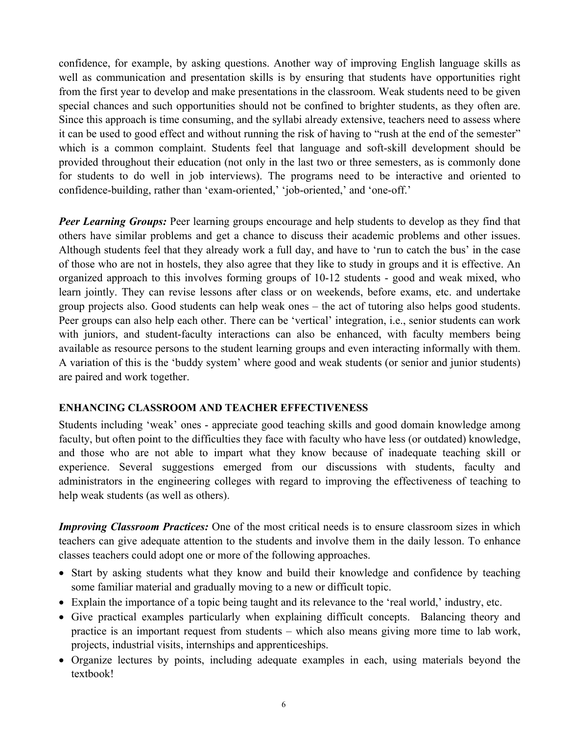confidence, for example, by asking questions. Another way of improving English language skills as well as communication and presentation skills is by ensuring that students have opportunities right from the first year to develop and make presentations in the classroom. Weak students need to be given special chances and such opportunities should not be confined to brighter students, as they often are. Since this approach is time consuming, and the syllabi already extensive, teachers need to assess where it can be used to good effect and without running the risk of having to "rush at the end of the semester" which is a common complaint. Students feel that language and soft-skill development should be provided throughout their education (not only in the last two or three semesters, as is commonly done for students to do well in job interviews). The programs need to be interactive and oriented to confidence-building, rather than 'exam-oriented,' 'job-oriented,' and 'one-off.'

***Peer Learning Groups:*** Peer learning groups encourage and help students to develop as they find that others have similar problems and get a chance to discuss their academic problems and other issues. Although students feel that they already work a full day, and have to 'run to catch the bus' in the case of those who are not in hostels, they also agree that they like to study in groups and it is effective. An organized approach to this involves forming groups of 10-12 students - good and weak mixed, who learn jointly. They can revise lessons after class or on weekends, before exams, etc. and undertake group projects also. Good students can help weak ones – the act of tutoring also helps good students. Peer groups can also help each other. There can be 'vertical' integration, i.e., senior students can work with juniors, and student-faculty interactions can also be enhanced, with faculty members being available as resource persons to the student learning groups and even interacting informally with them. A variation of this is the 'buddy system' where good and weak students (or senior and junior students) are paired and work together.

## ENHANCING CLASSROOM AND TEACHER EFFECTIVENESS

Students including 'weak' ones - appreciate good teaching skills and good domain knowledge among faculty, but often point to the difficulties they face with faculty who have less (or outdated) knowledge, and those who are not able to impart what they know because of inadequate teaching skill or experience. Several suggestions emerged from our discussions with students, faculty and administrators in the engineering colleges with regard to improving the effectiveness of teaching to help weak students (as well as others).

***Improving Classroom Practices:*** One of the most critical needs is to ensure classroom sizes in which teachers can give adequate attention to the students and involve them in the daily lesson. To enhance classes teachers could adopt one or more of the following approaches.

- Start by asking students what they know and build their knowledge and confidence by teaching some familiar material and gradually moving to a new or difficult topic.
- Explain the importance of a topic being taught and its relevance to the 'real world,' industry, etc.
- Give practical examples particularly when explaining difficult concepts. Balancing theory and practice is an important request from students – which also means giving more time to lab work, projects, industrial visits, internships and apprenticeships.
- Organize lectures by points, including adequate examples in each, using materials beyond the textbook!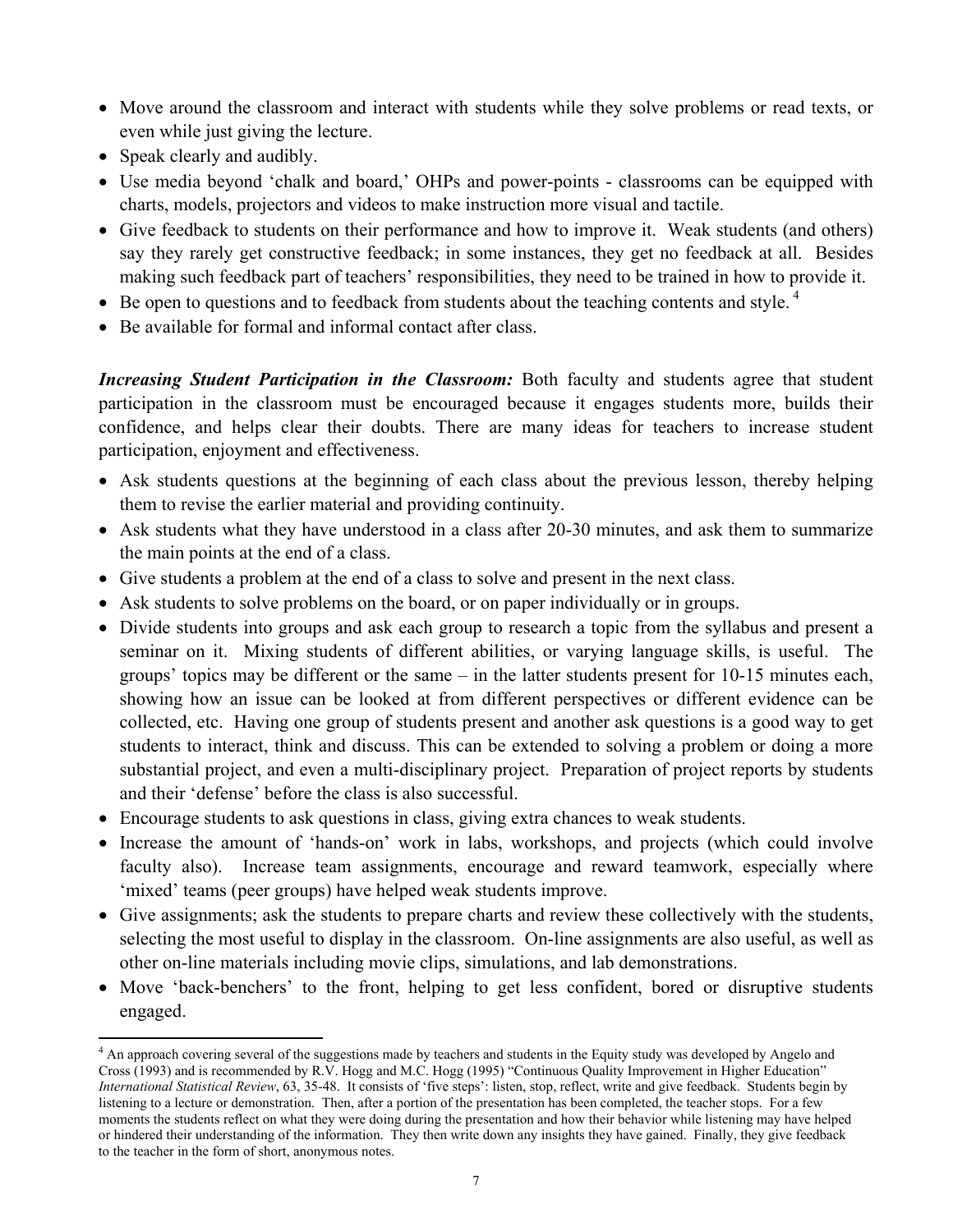- Move around the classroom and interact with students while they solve problems or read texts, or even while just giving the lecture.
- Speak clearly and audibly.
- Use media beyond 'chalk and board,' OHPs and power-points - classrooms can be equipped with charts, models, projectors and videos to make instruction more visual and tactile.
- Give feedback to students on their performance and how to improve it. Weak students (and others) say they rarely get constructive feedback; in some instances, they get no feedback at all. Besides making such feedback part of teachers' responsibilities, they need to be trained in how to provide it.
- Be open to questions and to feedback from students about the teaching contents and style. [4]
- Be available for formal and informal contact after class.

***Increasing Student Participation in the Classroom:*** Both faculty and students agree that student participation in the classroom must be encouraged because it engages students more, builds their confidence, and helps clear their doubts. There are many ideas for teachers to increase student participation, enjoyment and effectiveness.

- Ask students questions at the beginning of each class about the previous lesson, thereby helping them to revise the earlier material and providing continuity.
- Ask students what they have understood in a class after 20-30 minutes, and ask them to summarize the main points at the end of a class.
- Give students a problem at the end of a class to solve and present in the next class.
- Ask students to solve problems on the board, or on paper individually or in groups.
- Divide students into groups and ask each group to research a topic from the syllabus and present a seminar on it. Mixing students of different abilities, or varying language skills, is useful. The groups' topics may be different or the same – in the latter students present for 10-15 minutes each, showing how an issue can be looked at from different perspectives or different evidence can be collected, etc. Having one group of students present and another ask questions is a good way to get students to interact, think and discuss. This can be extended to solving a problem or doing a more substantial project, and even a multi-disciplinary project. Preparation of project reports by students and their 'defense' before the class is also successful.
- Encourage students to ask questions in class, giving extra chances to weak students.
- Increase the amount of 'hands-on' work in labs, workshops, and projects (which could involve faculty also). Increase team assignments, encourage and reward teamwork, especially where 'mixed' teams (peer groups) have helped weak students improve.
- Give assignments; ask the students to prepare charts and review these collectively with the students, selecting the most useful to display in the classroom. On-line assignments are also useful, as well as other on-line materials including movie clips, simulations, and lab demonstrations.
- Move 'back-benchers' to the front, helping to get less confident, bored or disruptive students engaged.

[4] An approach covering several of the suggestions made by teachers and students in the Equity study was developed by Angelo and Cross (1993) and is recommended by R.V. Hogg and M.C. Hogg (1995) "Continuous Quality Improvement in Higher Education" *International Statistical Review*, 63, 35-48. It consists of 'five steps': listen, stop, reflect, write and give feedback. Students begin by listening to a lecture or demonstration. Then, after a portion of the presentation has been completed, the teacher stops. For a few moments the students reflect on what they were doing during the presentation and how their behavior while listening may have helped or hindered their understanding of the information. They then write down any insights they have gained. Finally, they give feedback to the teacher in the form of short, anonymous notes.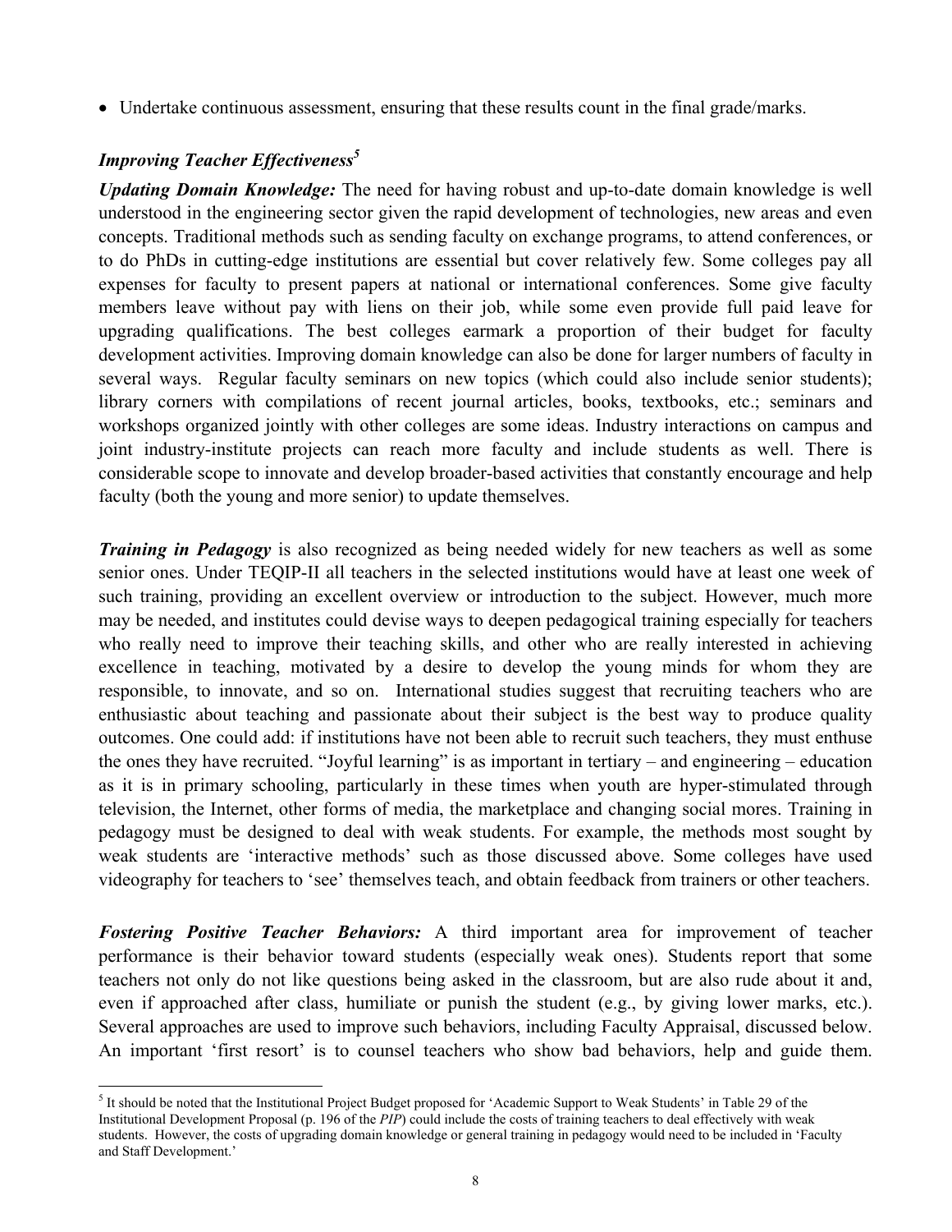- Undertake continuous assessment, ensuring that these results count in the final grade/marks.

### *Improving Teacher Effectiveness*[5]

***Updating Domain Knowledge:*** The need for having robust and up-to-date domain knowledge is well understood in the engineering sector given the rapid development of technologies, new areas and even concepts. Traditional methods such as sending faculty on exchange programs, to attend conferences, or to do PhDs in cutting-edge institutions are essential but cover relatively few. Some colleges pay all expenses for faculty to present papers at national or international conferences. Some give faculty members leave without pay with liens on their job, while some even provide full paid leave for upgrading qualifications. The best colleges earmark a proportion of their budget for faculty development activities. Improving domain knowledge can also be done for larger numbers of faculty in several ways. Regular faculty seminars on new topics (which could also include senior students); library corners with compilations of recent journal articles, books, textbooks, etc.; seminars and workshops organized jointly with other colleges are some ideas. Industry interactions on campus and joint industry-institute projects can reach more faculty and include students as well. There is considerable scope to innovate and develop broader-based activities that constantly encourage and help faculty (both the young and more senior) to update themselves.

***Training in Pedagogy*** is also recognized as being needed widely for new teachers as well as some senior ones. Under TEQIP-II all teachers in the selected institutions would have at least one week of such training, providing an excellent overview or introduction to the subject. However, much more may be needed, and institutes could devise ways to deepen pedagogical training especially for teachers who really need to improve their teaching skills, and other who are really interested in achieving excellence in teaching, motivated by a desire to develop the young minds for whom they are responsible, to innovate, and so on. International studies suggest that recruiting teachers who are enthusiastic about teaching and passionate about their subject is the best way to produce quality outcomes. One could add: if institutions have not been able to recruit such teachers, they must enthuse the ones they have recruited. "Joyful learning" is as important in tertiary – and engineering – education as it is in primary schooling, particularly in these times when youth are hyper-stimulated through television, the Internet, other forms of media, the marketplace and changing social mores. Training in pedagogy must be designed to deal with weak students. For example, the methods most sought by weak students are 'interactive methods' such as those discussed above. Some colleges have used videography for teachers to 'see' themselves teach, and obtain feedback from trainers or other teachers.

***Fostering Positive Teacher Behaviors:*** A third important area for improvement of teacher performance is their behavior toward students (especially weak ones). Students report that some teachers not only do not like questions being asked in the classroom, but are also rude about it and, even if approached after class, humiliate or punish the student (e.g., by giving lower marks, etc.). Several approaches are used to improve such behaviors, including Faculty Appraisal, discussed below. An important 'first resort' is to counsel teachers who show bad behaviors, help and guide them.

---

[5] It should be noted that the Institutional Project Budget proposed for 'Academic Support to Weak Students' in Table 29 of the Institutional Development Proposal (p. 196 of the *PIP*) could include the costs of training teachers to deal effectively with weak students. However, the costs of upgrading domain knowledge or general training in pedagogy would need to be included in 'Faculty and Staff Development.'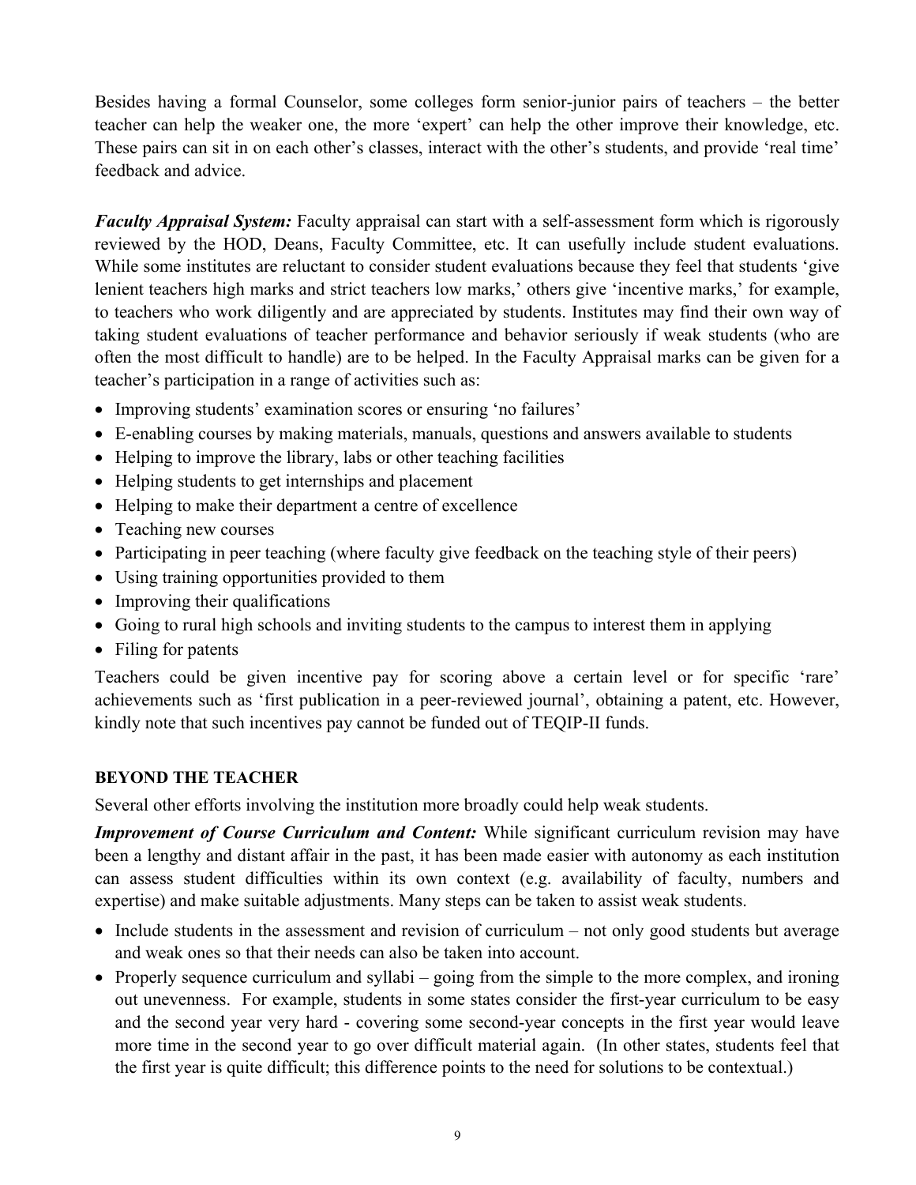Besides having a formal Counselor, some colleges form senior-junior pairs of teachers – the better teacher can help the weaker one, the more 'expert' can help the other improve their knowledge, etc. These pairs can sit in on each other's classes, interact with the other's students, and provide 'real time' feedback and advice.

***Faculty Appraisal System:*** Faculty appraisal can start with a self-assessment form which is rigorously reviewed by the HOD, Deans, Faculty Committee, etc. It can usefully include student evaluations. While some institutes are reluctant to consider student evaluations because they feel that students 'give lenient teachers high marks and strict teachers low marks,' others give 'incentive marks,' for example, to teachers who work diligently and are appreciated by students. Institutes may find their own way of taking student evaluations of teacher performance and behavior seriously if weak students (who are often the most difficult to handle) are to be helped. In the Faculty Appraisal marks can be given for a teacher's participation in a range of activities such as:

- Improving students' examination scores or ensuring 'no failures'
- E-enabling courses by making materials, manuals, questions and answers available to students
- Helping to improve the library, labs or other teaching facilities
- Helping students to get internships and placement
- Helping to make their department a centre of excellence
- Teaching new courses
- Participating in peer teaching (where faculty give feedback on the teaching style of their peers)
- Using training opportunities provided to them
- Improving their qualifications
- Going to rural high schools and inviting students to the campus to interest them in applying
- Filing for patents

Teachers could be given incentive pay for scoring above a certain level or for specific 'rare' achievements such as 'first publication in a peer-reviewed journal', obtaining a patent, etc. However, kindly note that such incentives pay cannot be funded out of TEQIP-II funds.

## BEYOND THE TEACHER

Several other efforts involving the institution more broadly could help weak students.

***Improvement of Course Curriculum and Content:*** While significant curriculum revision may have been a lengthy and distant affair in the past, it has been made easier with autonomy as each institution can assess student difficulties within its own context (e.g. availability of faculty, numbers and expertise) and make suitable adjustments. Many steps can be taken to assist weak students.

- Include students in the assessment and revision of curriculum – not only good students but average and weak ones so that their needs can also be taken into account.
- Properly sequence curriculum and syllabi – going from the simple to the more complex, and ironing out unevenness. For example, students in some states consider the first-year curriculum to be easy and the second year very hard - covering some second-year concepts in the first year would leave more time in the second year to go over difficult material again. (In other states, students feel that the first year is quite difficult; this difference points to the need for solutions to be contextual.)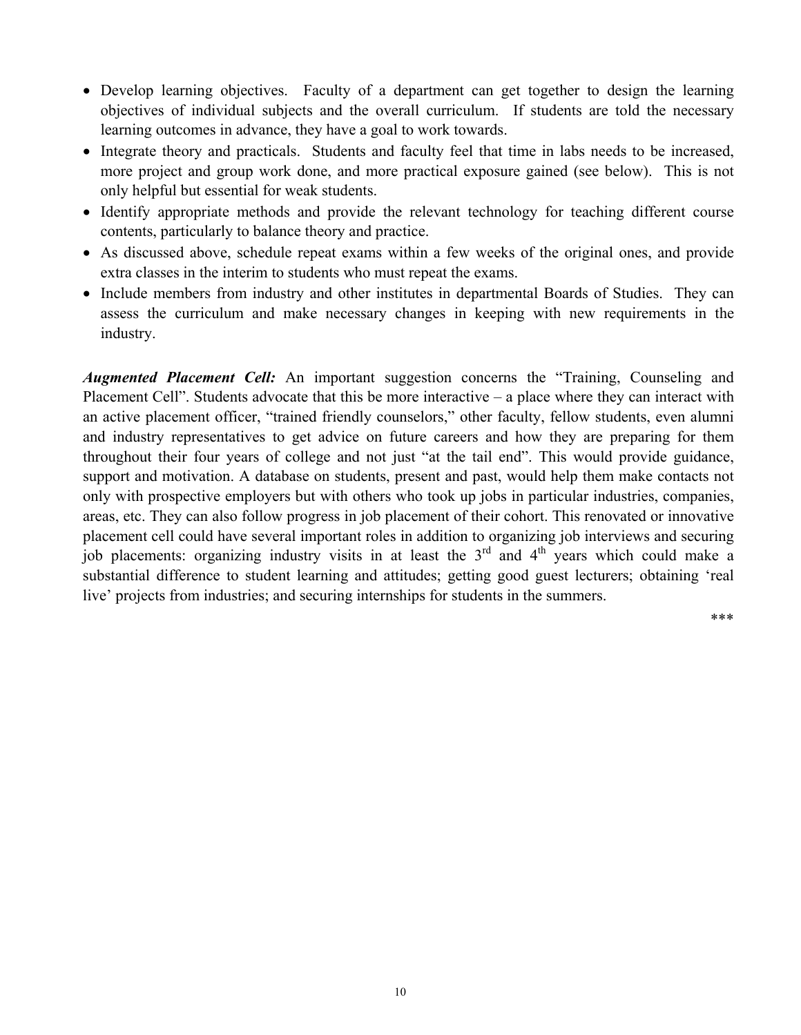- Develop learning objectives. Faculty of a department can get together to design the learning objectives of individual subjects and the overall curriculum. If students are told the necessary learning outcomes in advance, they have a goal to work towards.
- Integrate theory and practicals. Students and faculty feel that time in labs needs to be increased, more project and group work done, and more practical exposure gained (see below). This is not only helpful but essential for weak students.
- Identify appropriate methods and provide the relevant technology for teaching different course contents, particularly to balance theory and practice.
- As discussed above, schedule repeat exams within a few weeks of the original ones, and provide extra classes in the interim to students who must repeat the exams.
- Include members from industry and other institutes in departmental Boards of Studies. They can assess the curriculum and make necessary changes in keeping with new requirements in the industry.

***Augmented Placement Cell:*** An important suggestion concerns the "Training, Counseling and Placement Cell". Students advocate that this be more interactive – a place where they can interact with an active placement officer, "trained friendly counselors," other faculty, fellow students, even alumni and industry representatives to get advice on future careers and how they are preparing for them throughout their four years of college and not just "at the tail end". This would provide guidance, support and motivation. A database on students, present and past, would help them make contacts not only with prospective employers but with others who took up jobs in particular industries, companies, areas, etc. They can also follow progress in job placement of their cohort. This renovated or innovative placement cell could have several important roles in addition to organizing job interviews and securing job placements: organizing industry visits in at least the 3rd and 4th years which could make a substantial difference to student learning and attitudes; getting good guest lecturers; obtaining 'real live' projects from industries; and securing internships for students in the summers.

***